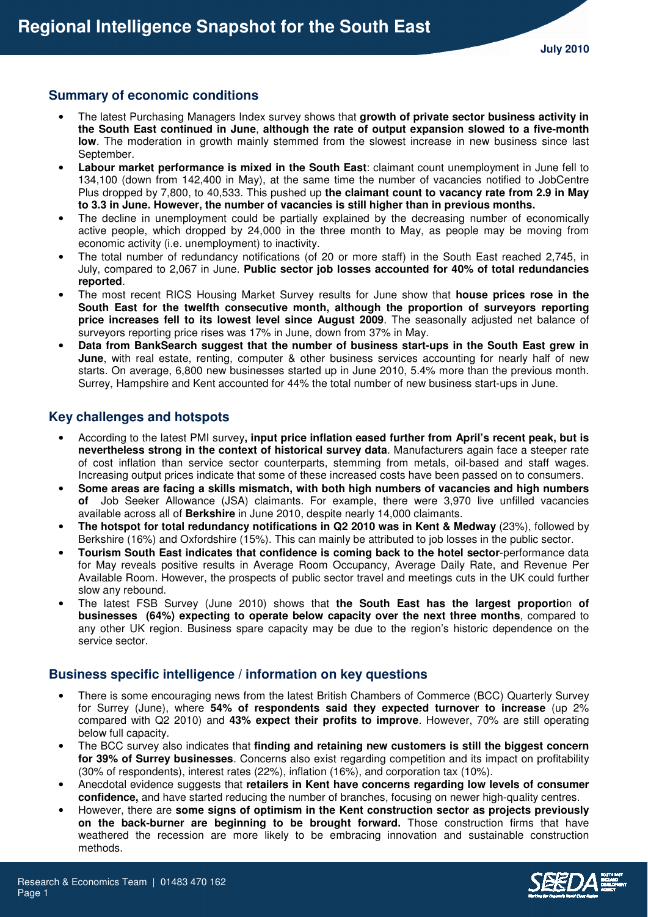# Regional Intelligence Snapshot for the South East

**July 2010**

## Summary of economic conditions

- The latest Purchasing Managers Index survey shows that **growth of private sector business activity in the South East continued in June**, **although the rate of output expansion slowed to a five-month low**. The moderation in growth mainly stemmed from the slowest increase in new business since last September.
- **Labour market performance is mixed in the South East**: claimant count unemployment in June fell to 134,100 (down from 142,400 in May), at the same time the number of vacancies notified to JobCentre Plus dropped by 7,800, to 40,533. This pushed up **the claimant count to vacancy rate from 2.9 in May to 3.3 in June. However, the number of vacancies is still higher than in previous months.**
- The decline in unemployment could be partially explained by the decreasing number of economically active people, which dropped by 24,000 in the three month to May, as people may be moving from economic activity (i.e. unemployment) to inactivity.
- The total number of redundancy notifications (of 20 or more staff) in the South East reached 2,745, in July, compared to 2,067 in June. **Public sector job losses accounted for 40% of total redundancies reported**.
- The most recent RICS Housing Market Survey results for June show that **house prices rose in the South East for the twelfth consecutive month, although the proportion of surveyors reporting price increases fell to its lowest level since August 2009**. The seasonally adjusted net balance of surveyors reporting price rises was 17% in June, down from 37% in May.
- **Data from BankSearch suggest that the number of business start-ups in the South East grew in June**, with real estate, renting, computer & other business services accounting for nearly half of new starts. On average, 6,800 new businesses started up in June 2010, 5.4% more than the previous month. Surrey, Hampshire and Kent accounted for 44% the total number of new business start-ups in June.

## Key challenges and hotspots

- According to the latest PMI survey**, input price inflation eased further from April's recent peak, but is nevertheless strong in the context of historical survey data**. Manufacturers again face a steeper rate of cost inflation than service sector counterparts, stemming from metals, oil-based and staff wages. Increasing output prices indicate that some of these increased costs have been passed on to consumers.
- **Some areas are facing a skills mismatch, with both high numbers of vacancies and high numbers of** Job Seeker Allowance (JSA) claimants. For example, there were 3,970 live unfilled vacancies available across all of **Berkshire** in June 2010, despite nearly 14,000 claimants.
- **The hotspot for total redundancy notifications in Q2 2010 was in Kent & Medway** (23%), followed by Berkshire (16%) and Oxfordshire (15%). This can mainly be attributed to job losses in the public sector.
- **Tourism South East indicates that confidence is coming back to the hotel sector**-performance data for May reveals positive results in Average Room Occupancy, Average Daily Rate, and Revenue Per Available Room. However, the prospects of public sector travel and meetings cuts in the UK could further slow any rebound.
- The latest FSB Survey (June 2010) shows that **the South East has the largest proportion of businesses (64%) expecting to operate below capacity over the next three months**, compared to any other UK region. Business spare capacity may be due to the region's historic dependence on the service sector.

## Business specific intelligence / information on key questions

- There is some encouraging news from the latest British Chambers of Commerce (BCC) Quarterly Survey for Surrey (June), where **54% of respondents said they expected turnover to increase** (up 2% compared with Q2 2010) and **43% expect their profits to improve**. However, 70% are still operating below full capacity.
- The BCC survey also indicates that **finding and retaining new customers is still the biggest concern for 39% of Surrey businesses**. Concerns also exist regarding competition and its impact on profitability (30% of respondents), interest rates (22%), inflation (16%), and corporation tax (10%).
- Anecdotal evidence suggests that **retailers in Kent have concerns regarding low levels of consumer confidence,** and have started reducing the number of branches, focusing on newer high-quality centres.
- However, there are **some signs of optimism in the Kent construction sector as projects previously on the back-burner are beginning to be brought forward.** Those construction firms that have weathered the recession are more likely to be embracing innovation and sustainable construction methods.

Research & Economics Team | 01483 470 162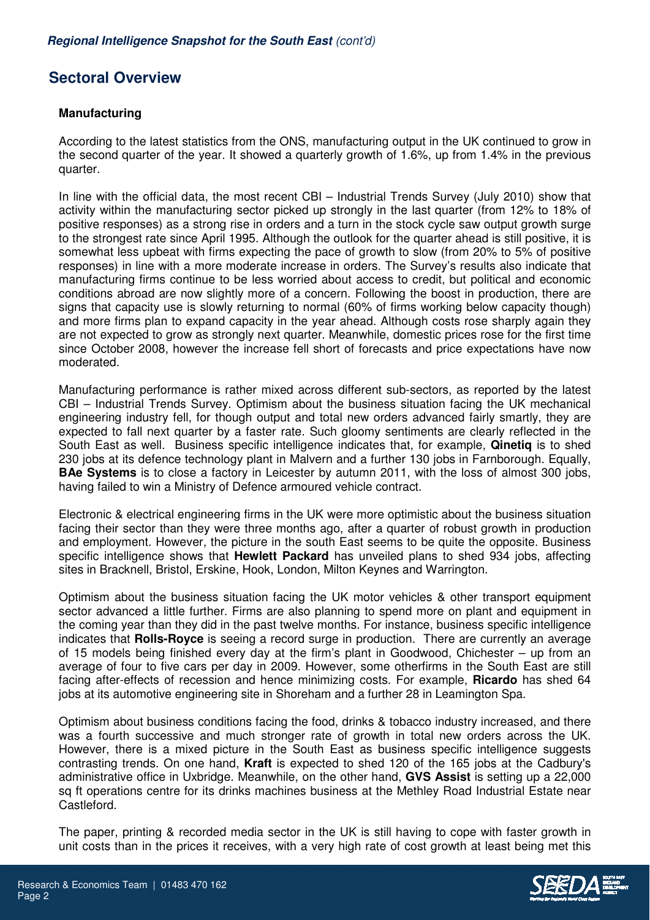## Sectoral Overview

### Manufacturing

According to the latest statistics from the ONS, manufacturing output in the UK continued to grow in the second quarter of the year. It showed a quarterly growth of 1.6%, up from 1.4% in the previous quarter.

In line with the official data, the most recent CBI – Industrial Trends Survey (July 2010) show that activity within the manufacturing sector picked up strongly in the last quarter (from 12% to 18% of positive responses) as a strong rise in orders and a turn in the stock cycle saw output growth surge to the strongest rate since April 1995. Although the outlook for the quarter ahead is still positive, it is somewhat less upbeat with firms expecting the pace of growth to slow (from 20% to 5% of positive responses) in line with a more moderate increase in orders. The Survey's results also indicate that manufacturing firms continue to be less worried about access to credit, but political and economic conditions abroad are now slightly more of a concern. Following the boost in production, there are signs that capacity use is slowly returning to normal (60% of firms working below capacity though) and more firms plan to expand capacity in the year ahead. Although costs rose sharply again they are not expected to grow as strongly next quarter. Meanwhile, domestic prices rose for the first time since October 2008, however the increase fell short of forecasts and price expectations have now moderated.

Manufacturing performance is rather mixed across different sub-sectors, as reported by the latest CBI – Industrial Trends Survey. Optimism about the business situation facing the UK mechanical engineering industry fell, for though output and total new orders advanced fairly smartly, they are expected to fall next quarter by a faster rate. Such gloomy sentiments are clearly reflected in the South East as well. Business specific intelligence indicates that, for example, **Qinetiq** is to shed 230 jobs at its defence technology plant in Malvern and a further 130 jobs in Farnborough. Equally, **BAe Systems** is to close a factory in Leicester by autumn 2011, with the loss of almost 300 jobs, having failed to win a Ministry of Defence armoured vehicle contract.

Electronic & electrical engineering firms in the UK were more optimistic about the business situation facing their sector than they were three months ago, after a quarter of robust growth in production and employment. However, the picture in the south East seems to be quite the opposite. Business specific intelligence shows that **Hewlett Packard** has unveiled plans to shed 934 jobs, affecting sites in Bracknell, Bristol, Erskine, Hook, London, Milton Keynes and Warrington.

Optimism about the business situation facing the UK motor vehicles & other transport equipment sector advanced a little further. Firms are also planning to spend more on plant and equipment in the coming year than they did in the past twelve months. For instance, business specific intelligence indicates that **Rolls-Royce** is seeing a record surge in production. There are currently an average of 15 models being finished every day at the firm's plant in Goodwood, Chichester – up from an average of four to five cars per day in 2009. However, some otherfirms in the South East are still facing after-effects of recession and hence minimizing costs. For example, **Ricardo** has shed 64 jobs at its automotive engineering site in Shoreham and a further 28 in Leamington Spa.

Optimism about business conditions facing the food, drinks & tobacco industry increased, and there was a fourth successive and much stronger rate of growth in total new orders across the UK. However, there is a mixed picture in the South East as business specific intelligence suggests contrasting trends. On one hand, **Kraft** is expected to shed 120 of the 165 jobs at the Cadbury's administrative office in Uxbridge. Meanwhile, on the other hand, **GVS Assist** is setting up a 22,000 sq ft operations centre for its drinks machines business at the Methley Road Industrial Estate near Castleford.

The paper, printing & recorded media sector in the UK is still having to cope with faster growth in unit costs than in the prices it receives, with a very high rate of cost growth at least being met this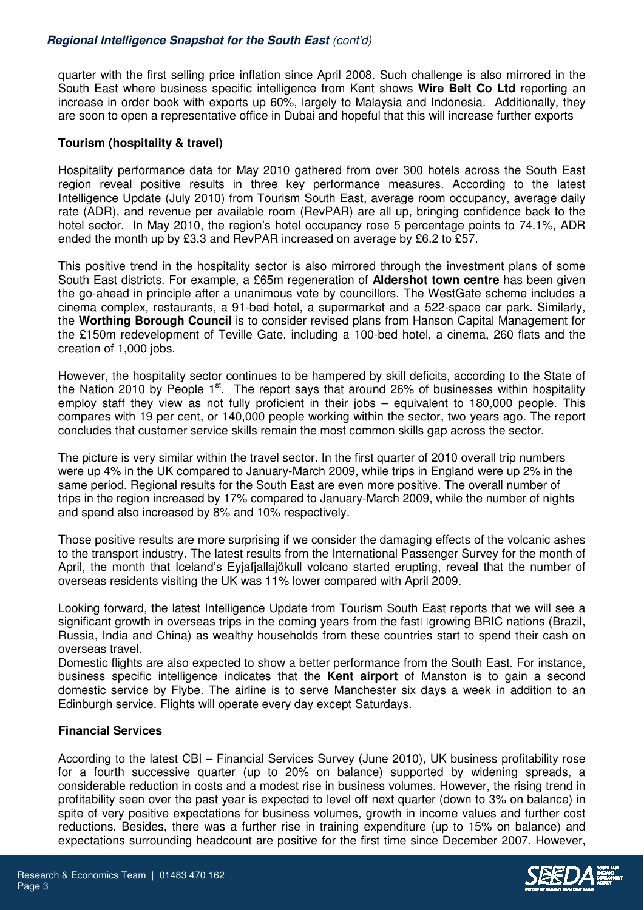quarter with the first selling price inflation since April 2008. Such challenge is also mirrored in the South East where business specific intelligence from Kent shows **Wire Belt Co Ltd** reporting an increase in order book with exports up 60%, largely to Malaysia and Indonesia. Additionally, they are soon to open a representative office in Dubai and hopeful that this will increase further exports

### Tourism (hospitality & travel)

Hospitality performance data for May 2010 gathered from over 300 hotels across the South East region reveal positive results in three key performance measures. According to the latest Intelligence Update (July 2010) from Tourism South East, average room occupancy, average daily rate (ADR), and revenue per available room (RevPAR) are all up, bringing confidence back to the hotel sector. In May 2010, the region's hotel occupancy rose 5 percentage points to 74.1%, ADR ended the month up by £3.3 and RevPAR increased on average by £6.2 to £57.

This positive trend in the hospitality sector is also mirrored through the investment plans of some South East districts. For example, a £65m regeneration of **Aldershot town centre** has been given the go-ahead in principle after a unanimous vote by councillors. The WestGate scheme includes a cinema complex, restaurants, a 91-bed hotel, a supermarket and a 522-space car park. Similarly, the **Worthing Borough Council** is to consider revised plans from Hanson Capital Management for the £150m redevelopment of Teville Gate, including a 100-bed hotel, a cinema, 260 flats and the creation of 1,000 jobs.

However, the hospitality sector continues to be hampered by skill deficits, according to the State of the Nation 2010 by People 1st. The report says that around 26% of businesses within hospitality employ staff they view as not fully proficient in their jobs – equivalent to 180,000 people. This compares with 19 per cent, or 140,000 people working within the sector, two years ago. The report concludes that customer service skills remain the most common skills gap across the sector.

The picture is very similar within the travel sector. In the first quarter of 2010 overall trip numbers were up 4% in the UK compared to January-March 2009, while trips in England were up 2% in the same period. Regional results for the South East are even more positive. The overall number of trips in the region increased by 17% compared to January-March 2009, while the number of nights and spend also increased by 8% and 10% respectively.

Those positive results are more surprising if we consider the damaging effects of the volcanic ashes to the transport industry. The latest results from the International Passenger Survey for the month of April, the month that Iceland's Eyjafjallajökull volcano started erupting, reveal that the number of overseas residents visiting the UK was 11% lower compared with April 2009.

Looking forward, the latest Intelligence Update from Tourism South East reports that we will see a significant growth in overseas trips in the coming years from the fast-growing BRIC nations (Brazil, Russia, India and China) as wealthy households from these countries start to spend their cash on overseas travel.

Domestic flights are also expected to show a better performance from the South East. For instance, business specific intelligence indicates that the **Kent airport** of Manston is to gain a second domestic service by Flybe. The airline is to serve Manchester six days a week in addition to an Edinburgh service. Flights will operate every day except Saturdays.

### Financial Services

According to the latest CBI – Financial Services Survey (June 2010), UK business profitability rose for a fourth successive quarter (up to 20% on balance) supported by widening spreads, a considerable reduction in costs and a modest rise in business volumes. However, the rising trend in profitability seen over the past year is expected to level off next quarter (down to 3% on balance) in spite of very positive expectations for business volumes, growth in income values and further cost reductions. Besides, there was a further rise in training expenditure (up to 15% on balance) and expectations surrounding headcount are positive for the first time since December 2007. However,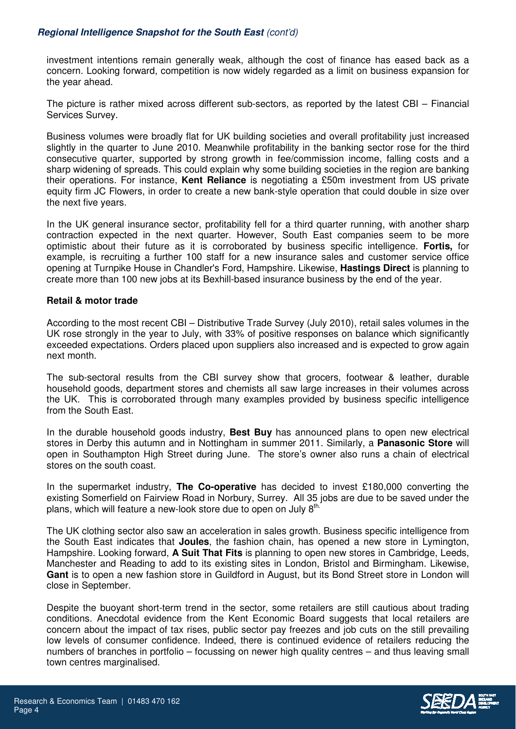investment intentions remain generally weak, although the cost of finance has eased back as a concern. Looking forward, competition is now widely regarded as a limit on business expansion for the year ahead.

The picture is rather mixed across different sub-sectors, as reported by the latest CBI – Financial Services Survey.

Business volumes were broadly flat for UK building societies and overall profitability just increased slightly in the quarter to June 2010. Meanwhile profitability in the banking sector rose for the third consecutive quarter, supported by strong growth in fee/commission income, falling costs and a sharp widening of spreads. This could explain why some building societies in the region are banking their operations. For instance, **Kent Reliance** is negotiating a £50m investment from US private equity firm JC Flowers, in order to create a new bank-style operation that could double in size over the next five years.

In the UK general insurance sector, profitability fell for a third quarter running, with another sharp contraction expected in the next quarter. However, South East companies seem to be more optimistic about their future as it is corroborated by business specific intelligence. **Fortis,** for example, is recruiting a further 100 staff for a new insurance sales and customer service office opening at Turnpike House in Chandler's Ford, Hampshire. Likewise, **Hastings Direct** is planning to create more than 100 new jobs at its Bexhill-based insurance business by the end of the year.

**Retail & motor trade**

According to the most recent CBI – Distributive Trade Survey (July 2010), retail sales volumes in the UK rose strongly in the year to July, with 33% of positive responses on balance which significantly exceeded expectations. Orders placed upon suppliers also increased and is expected to grow again next month.

The sub-sectoral results from the CBI survey show that grocers, footwear & leather, durable household goods, department stores and chemists all saw large increases in their volumes across the UK. This is corroborated through many examples provided by business specific intelligence from the South East.

In the durable household goods industry, **Best Buy** has announced plans to open new electrical stores in Derby this autumn and in Nottingham in summer 2011. Similarly, a **Panasonic Store** will open in Southampton High Street during June. The store's owner also runs a chain of electrical stores on the south coast.

In the supermarket industry, **The Co-operative** has decided to invest £180,000 converting the existing Somerfield on Fairview Road in Norbury, Surrey. All 35 jobs are due to be saved under the plans, which will feature a new-look store due to open on July 8th.

The UK clothing sector also saw an acceleration in sales growth. Business specific intelligence from the South East indicates that **Joules**, the fashion chain, has opened a new store in Lymington, Hampshire. Looking forward, **A Suit That Fits** is planning to open new stores in Cambridge, Leeds, Manchester and Reading to add to its existing sites in London, Bristol and Birmingham. Likewise, **Gant** is to open a new fashion store in Guildford in August, but its Bond Street store in London will close in September.

Despite the buoyant short-term trend in the sector, some retailers are still cautious about trading conditions. Anecdotal evidence from the Kent Economic Board suggests that local retailers are concern about the impact of tax rises, public sector pay freezes and job cuts on the still prevailing low levels of consumer confidence. Indeed, there is continued evidence of retailers reducing the numbers of branches in portfolio – focussing on newer high quality centres – and thus leaving small town centres marginalised.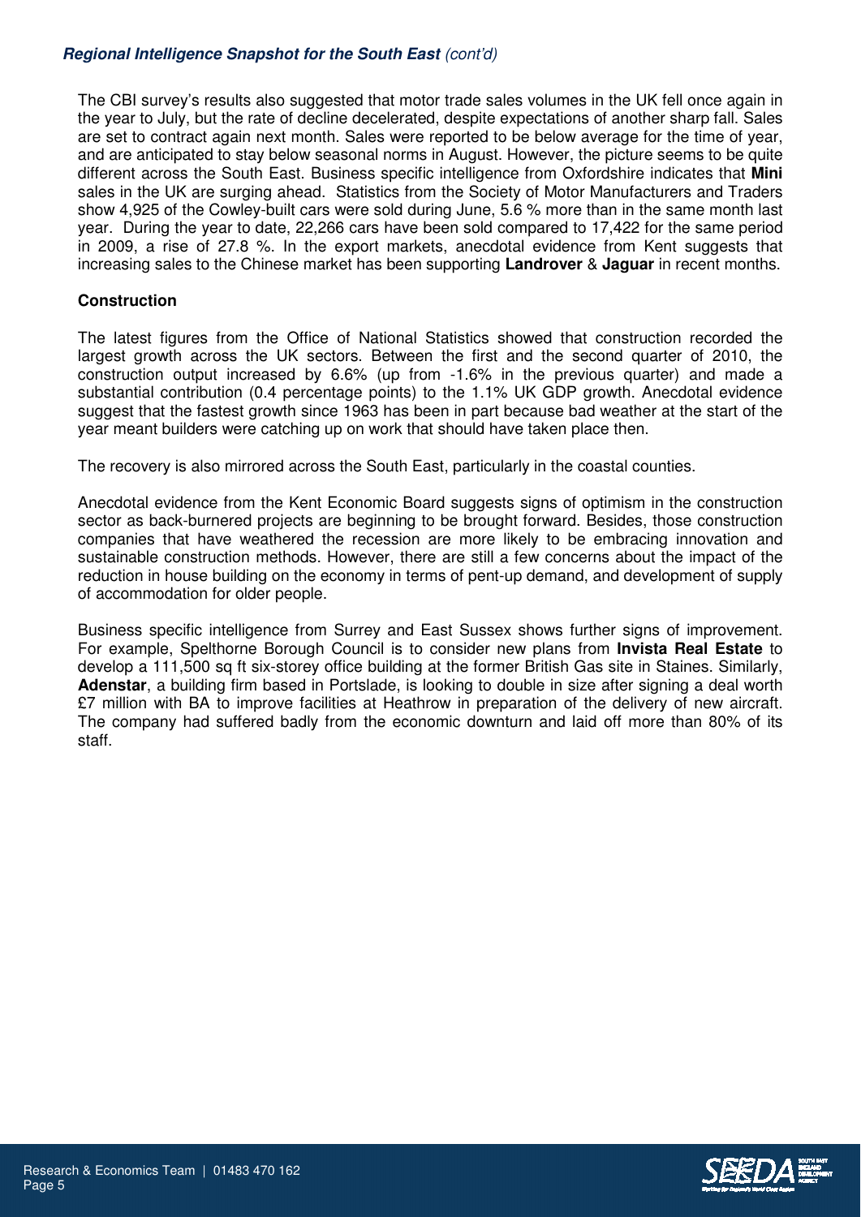The CBI survey's results also suggested that motor trade sales volumes in the UK fell once again in the year to July, but the rate of decline decelerated, despite expectations of another sharp fall. Sales are set to contract again next month. Sales were reported to be below average for the time of year, and are anticipated to stay below seasonal norms in August. However, the picture seems to be quite different across the South East. Business specific intelligence from Oxfordshire indicates that **Mini** sales in the UK are surging ahead. Statistics from the Society of Motor Manufacturers and Traders show 4,925 of the Cowley-built cars were sold during June, 5.6 % more than in the same month last year. During the year to date, 22,266 cars have been sold compared to 17,422 for the same period in 2009, a rise of 27.8 %. In the export markets, anecdotal evidence from Kent suggests that increasing sales to the Chinese market has been supporting **Landrover** & **Jaguar** in recent months.

### Construction

The latest figures from the Office of National Statistics showed that construction recorded the largest growth across the UK sectors. Between the first and the second quarter of 2010, the construction output increased by 6.6% (up from -1.6% in the previous quarter) and made a substantial contribution (0.4 percentage points) to the 1.1% UK GDP growth. Anecdotal evidence suggest that the fastest growth since 1963 has been in part because bad weather at the start of the year meant builders were catching up on work that should have taken place then.

The recovery is also mirrored across the South East, particularly in the coastal counties.

Anecdotal evidence from the Kent Economic Board suggests signs of optimism in the construction sector as back-burnered projects are beginning to be brought forward. Besides, those construction companies that have weathered the recession are more likely to be embracing innovation and sustainable construction methods. However, there are still a few concerns about the impact of the reduction in house building on the economy in terms of pent-up demand, and development of supply of accommodation for older people.

Business specific intelligence from Surrey and East Sussex shows further signs of improvement. For example, Spelthorne Borough Council is to consider new plans from **Invista Real Estate** to develop a 111,500 sq ft six-storey office building at the former British Gas site in Staines. Similarly, **Adenstar**, a building firm based in Portslade, is looking to double in size after signing a deal worth £7 million with BA to improve facilities at Heathrow in preparation of the delivery of new aircraft. The company had suffered badly from the economic downturn and laid off more than 80% of its staff.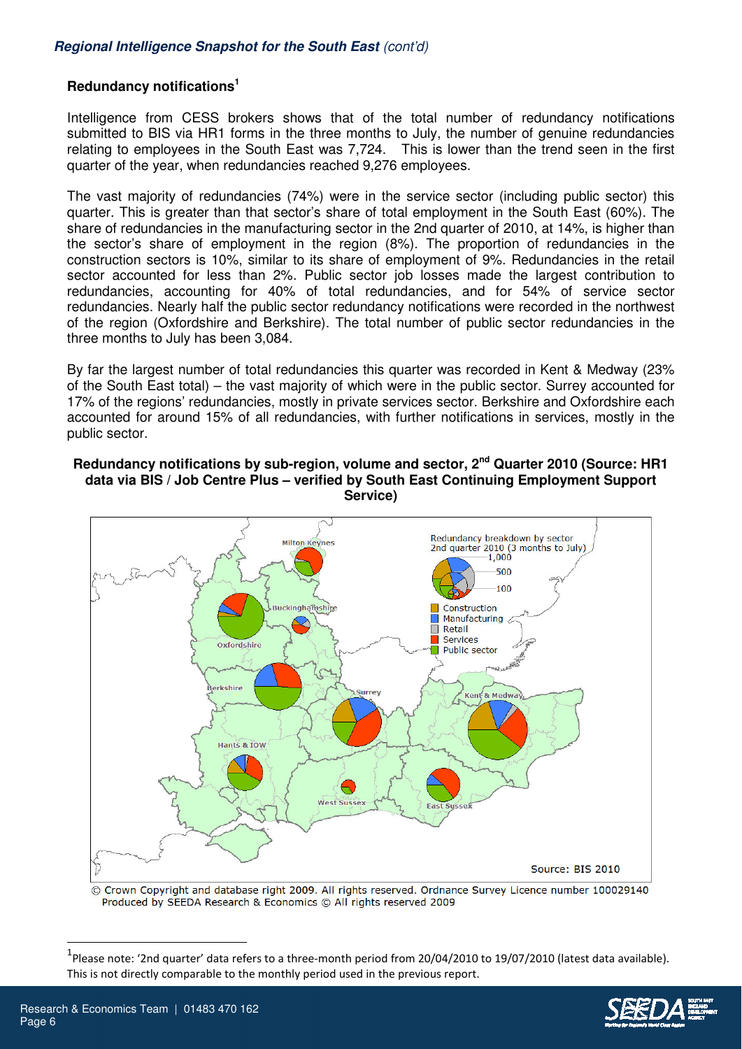## Redundancy notifications[1]

Intelligence from CESS brokers shows that of the total number of redundancy notifications submitted to BIS via HR1 forms in the three months to July, the number of genuine redundancies relating to employees in the South East was 7,724. This is lower than the trend seen in the first quarter of the year, when redundancies reached 9,276 employees.

The vast majority of redundancies (74%) were in the service sector (including public sector) this quarter. This is greater than that sector's share of total employment in the South East (60%). The share of redundancies in the manufacturing sector in the 2nd quarter of 2010, at 14%, is higher than the sector's share of employment in the region (8%). The proportion of redundancies in the construction sectors is 10%, similar to its share of employment of 9%. Redundancies in the retail sector accounted for less than 2%. Public sector job losses made the largest contribution to redundancies, accounting for 40% of total redundancies, and for 54% of service sector redundancies. Nearly half the public sector redundancy notifications were recorded in the northwest of the region (Oxfordshire and Berkshire). The total number of public sector redundancies in the three months to July has been 3,084.

By far the largest number of total redundancies this quarter was recorded in Kent & Medway (23% of the South East total) – the vast majority of which were in the public sector. Surrey accounted for 17% of the regions' redundancies, mostly in private services sector. Berkshire and Oxfordshire each accounted for around 15% of all redundancies, with further notifications in services, mostly in the public sector.

**Redundancy notifications by sub-region, volume and sector, 2nd Quarter 2010 (Source: HR1 data via BIS / Job Centre Plus – verified by South East Continuing Employment Support Service)**

Redundancy breakdown by sector
2nd quarter 2010 (3 months to July)
1,000
500
100
Construction
Manufacturing
Retail
Services
Public sector

Milton Keynes
Buckinghamshire
Oxfordshire
Berkshire
Surrey
Kent & Medway
Hants & IOW
West Sussex
East Sussex

Source: BIS 2010

© Crown Copyright and database right 2009. All rights reserved. Ordnance Survey Licence number 100029140
Produced by SEEDA Research & Economics © All rights reserved 2009

[1] Please note: '2nd quarter' data refers to a three-month period from 20/04/2010 to 19/07/2010 (latest data available). This is not directly comparable to the monthly period used in the previous report.